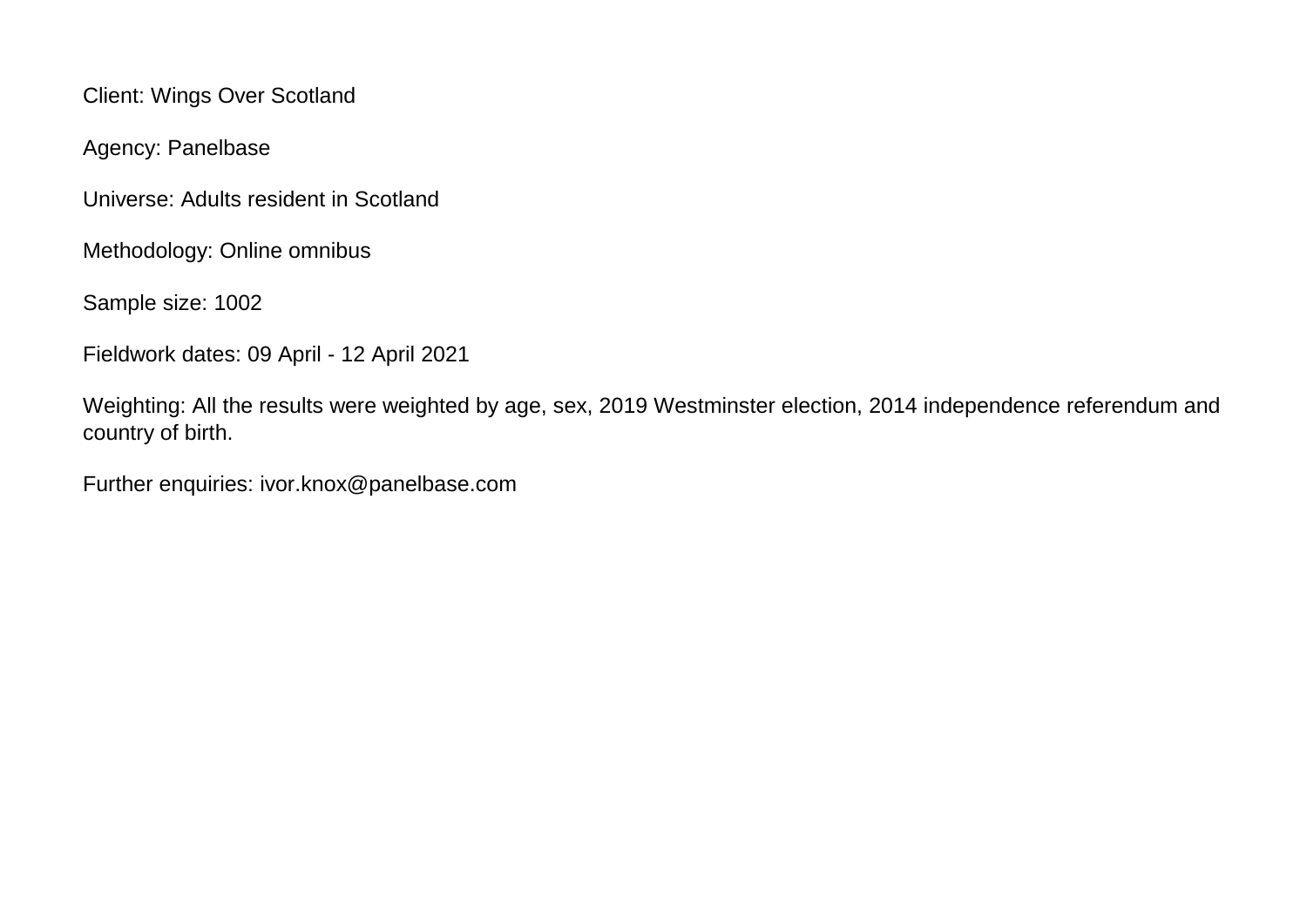Client: Wings Over Scotland

Agency: Panelbase

Universe: Adults resident in Scotland

Methodology: Online omnibus

Sample size: 1002

Fieldwork dates: 09 April - 12 April 2021

Weighting: All the results were weighted by age, sex, 2019 Westminster election, 2014 independence referendum and country of birth.

Further enquiries: ivor.knox@panelbase.com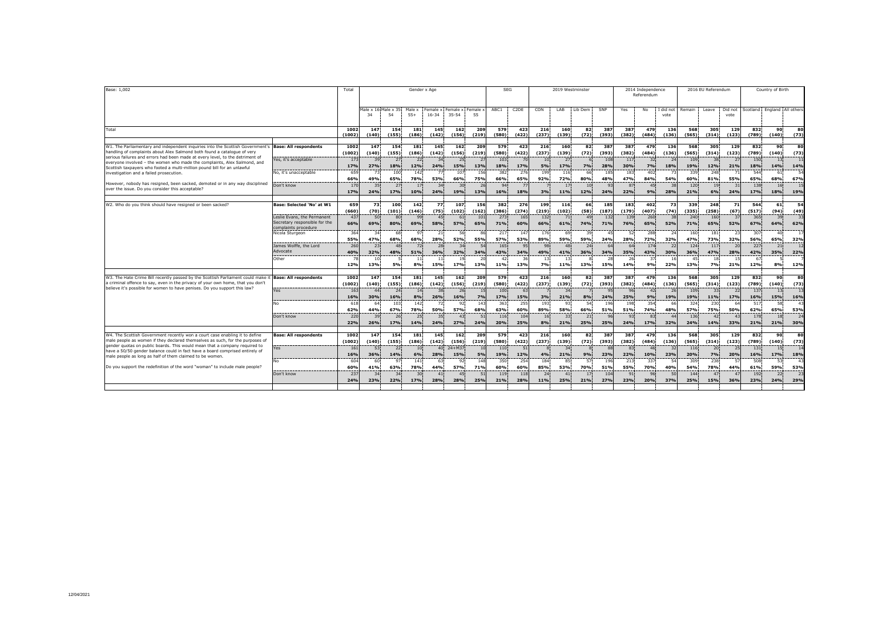Base: 1,002

| | | Total | Gender x Age | | | | | | SEG | | 2019 Westminster | | | | 2014 Independence Referendum | | | 2016 EU Referendum | | | Country of Birth | | |
|---|---|---|---|---|---|---|---|---|---|---|---|---|---|---|---|---|---|---|---|---|---|---|---|
| | | | Male x 16-34 | Male x 35-54 | Male x 55+ | Female x 16-34 | Female x 35-54 | Female x 55 | ABC1 | C2DE | CON | LAB | Lib Dem | SNP | Yes | No | I did not vote | Remain | Leave | Did not vote | Scotland | England | All others |
| Total | | 1002 | 147 | 154 | 181 | 145 | 162 | 209 | 579 | 423 | 216 | 160 | 82 | 387 | 387 | 479 | 136 | 568 | 305 | 129 | 832 | 90 | 80 |
| | | (1002) | (140) | (155) | (186) | (142) | (156) | (219) | (580) | (422) | (237) | (139) | (72) | (393) | (382) | (484) | (136) | (565) | (314) | (123) | (789) | (140) | (73) |
| W1. The Parliamentary and independent inquiries into the Scottish Government's handling of complaints about Alex Salmond both found a catalogue of very serious failures and errors had been made at every level, to the detriment of everyone involved - the women who made the complaints, Alex Salmond, and Scottish taxpayers who footed a multi-million pound bill for an unlawful investigation and a failed prosecution. However, nobody has resigned, been sacked, demoted or in any way disciplined over the issue. Do you consider this acceptable? | Base: All respondents | 1002 | 147 | 154 | 181 | 145 | 162 | 209 | 579 | 423 | 216 | 160 | 82 | 387 | 387 | 479 | 136 | 568 | 305 | 129 | 832 | 90 | 80 |
| | | (1002) | (140) | (155) | (186) | (142) | (156) | (219) | (580) | (422) | (237) | (139) | (72) | (393) | (382) | (484) | (136) | (565) | (314) | (123) | (789) | (140) | (73) |
| | Yes, it's acceptable | 173 | 39 | 27 | 22 | 34 | 25 | 27 | 103 | 70 | 10 | 27 | 6 | 108 | 117 | 32 | 24 | 109 | 38 | 27 | 150 | 13 | 11 |
| | | 17% | 27% | 18% | 12% | 24% | 15% | 13% | 18% | 17% | 5% | 17% | 7% | 28% | 30% | 7% | 18% | 19% | 12% | 21% | 18% | 14% | 14% |
| | No, it's unacceptable | 659 | 73 | 100 | 142 | 77 | 107 | 156 | 382 | 276 | 199 | 116 | 66 | 185 | 183 | 402 | 73 | 339 | 248 | 71 | 544 | 61 | 54 |
| | | 66% | 49% | 65% | 78% | 53% | 66% | 75% | 66% | 65% | 92% | 72% | 80% | 48% | 47% | 84% | 54% | 60% | 81% | 55% | 65% | 68% | 67% |
| | Don't know | 170 | 35 | 27 | 17 | 34 | 30 | 26 | 94 | 77 | 7 | 17 | 10 | 93 | 87 | 45 | 38 | 120 | 19 | 31 | 138 | 16 | 15 |
| | | 17% | 24% | 17% | 10% | 24% | 19% | 13% | 16% | 18% | 3% | 11% | 12% | 24% | 22% | 9% | 28% | 21% | 6% | 24% | 17% | 18% | 19% |
| W2. Who do you think should have resigned or been sacked? | Base: Selected 'No' at W1 | 659 | 73 | 100 | 142 | 77 | 107 | 156 | 382 | 276 | 199 | 116 | 66 | 185 | 183 | 402 | 73 | 339 | 248 | 71 | 544 | 61 | 54 |
| | | (660) | (70) | (101) | (146) | (75) | (102) | (162) | (386) | (274) | (219) | (102) | (58) | (187) | (179) | (407) | (74) | (335) | (258) | (67) | (517) | (94) | (49) |
| | Leslie Evans, the Permanent Secretary responsible for the complaints procedure | 437 | 50 | 80 | 99 | 45 | 61 | 101 | 273 | 165 | 132 | 71 | 49 | 132 | 139 | 260 | 38 | 240 | 160 | 37 | 365 | 39 | 33 |
| | | 66% | 69% | 80% | 69% | 58% | 57% | 65% | 71% | 60% | 66% | 61% | 74% | 71% | 76% | 65% | 52% | 71% | 65% | 52% | 67% | 64% | 62% |
| | Nicola Sturgeon | 364 | 34 | 68 | 97 | 21 | 56 | 86 | 217 | 147 | 176 | 69 | 39 | 45 | 52 | 288 | 24 | 160 | 181 | 23 | 307 | 40 | 17 |
| | | 55% | 47% | 68% | 68% | 28% | 52% | 55% | 57% | 53% | 89% | 59% | 59% | 24% | 28% | 72% | 32% | 47% | 73% | 32% | 56% | 65% | 32% |
| | James Wolffe, the Lord Advocate | 260 | 23 | 48 | 72 | 28 | 34 | 54 | 165 | 95 | 98 | 48 | 24 | 64 | 64 | 174 | 22 | 124 | 117 | 20 | 227 | 21 | 12 |
| | | 40% | 32% | 48% | 51% | 36% | 32% | 34% | 43% | 34% | 49% | 41% | 36% | 34% | 35% | 43% | 30% | 36% | 47% | 28% | 42% | 35% | 22% |
| | Other | 78 | 10 | 5 | 11 | 11 | 19 | 20 | 42 | 36 | 13 | 13 | 8 | 28 | 26 | 37 | 16 | 45 | 18 | 15 | 67 | 5 | 7 |
| | | 12% | 13% | 5% | 8% | 15% | 17% | 13% | 11% | 13% | 7% | 11% | 13% | 15% | 14% | 9% | 22% | 13% | 7% | 21% | 12% | 8% | 12% |
| W3. The Hate Crime Bill recently passed by the Scottish Parliament could make it a criminal offence to say, even in the privacy of your own home, that you don't believe it's possible for women to have penises. Do you support this law? | Base: All respondents | 1002 | 147 | 154 | 181 | 145 | 162 | 209 | 579 | 423 | 216 | 160 | 82 | 387 | 387 | 479 | 136 | 568 | 305 | 129 | 832 | 90 | 80 |
| | | (1002) | (140) | (155) | (186) | (142) | (156) | (219) | (580) | (422) | (237) | (139) | (72) | (393) | (382) | (484) | (136) | (565) | (314) | (123) | (789) | (140) | (73) |
| | Yes | 163 | 44 | 24 | 14 | 38 | 26 | 15 | 100 | 63 | 7 | 34 | 7 | 95 | 96 | 42 | 26 | 109 | 33 | 22 | 137 | 13 | 13 |
| | | 16% | 30% | 16% | 8% | 26% | 16% | 7% | 17% | 15% | 3% | 21% | 8% | 24% | 25% | 9% | 19% | 19% | 11% | 17% | 16% | 15% | 16% |
| | No | 618 | 64 | 103 | 142 | 72 | 92 | 143 | 363 | 255 | 193 | 93 | 54 | 196 | 198 | 354 | 66 | 324 | 230 | 64 | 517 | 58 | 43 |
| | | 62% | 44% | 67% | 78% | 50% | 57% | 68% | 63% | 60% | 89% | 58% | 66% | 51% | 51% | 74% | 48% | 57% | 75% | 50% | 62% | 65% | 53% |
| | Don't know | 220 | 39 | 26 | 25 | 35 | 43 | 51 | 116 | 104 | 16 | 33 | 21 | 96 | 93 | 83 | 44 | 136 | 42 | 43 | 178 | 18 | 24 |
| | | 22% | 26% | 17% | 14% | 24% | 27% | 24% | 20% | 25% | 8% | 21% | 25% | 25% | 24% | 17% | 32% | 24% | 14% | 33% | 21% | 21% | 30% |
| W4. The Scottish Government recently won a court case enabling it to define male people as women if they declared themselves as such, for the purposes of gender quotas on public boards. This would mean that a company required to have a 50/50 gender balance could in fact have a board comprised entirely of male people as long as half of them claimed to be women. Do you support the redefinition of the word "woman" to include male people? | Base: All respondents | 1002 | 147 | 154 | 181 | 145 | 162 | 209 | 579 | 423 | 216 | 160 | 82 | 387 | 387 | 479 | 136 | 568 | 305 | 129 | 832 | 90 | 80 |
| | | (1002) | (140) | (155) | (186) | (142) | (156) | (219) | (580) | (422) | (237) | (139) | (72) | (393) | (382) | (484) | (136) | (565) | (314) | (123) | (789) | (140) | (73) |
| | Yes | 161 | 53 | 22 | 10 | 40 | 24+M37 | 10 | 110 | 51 | 8 | 34 | 8 | 88 | 83 | 46 | 32 | 116 | 20 | 25 | 131 | 15 | 14 |
| | | 16% | 36% | 14% | 6% | 28% | 15% | 5% | 19% | 12% | 4% | 21% | 9% | 23% | 22% | 10% | 23% | 20% | 7% | 20% | 16% | 17% | 18% |
| | No | 604 | 60 | 97 | 141 | 63 | 92 | 148 | 350 | 254 | 184 | 85 | 57 | 196 | 213 | 337 | 54 | 309 | 238 | 57 | 508 | 53 | 43 |
| | | 60% | 41% | 63% | 78% | 44% | 57% | 71% | 60% | 60% | 85% | 53% | 70% | 51% | 55% | 70% | 40% | 54% | 78% | 44% | 61% | 59% | 53% |
| | Don't know | 237 | 34 | 34 | 30 | 41 | 45 | 51 | 119 | 118 | 24 | 41 | 17 | 104 | 91 | 96 | 50 | 144 | 47 | 47 | 192 | 22 | 23 |
| | | 24% | 23% | 22% | 17% | 28% | 28% | 25% | 21% | 28% | 11% | 25% | 21% | 27% | 23% | 20% | 37% | 25% | 15% | 36% | 23% | 24% | 29% |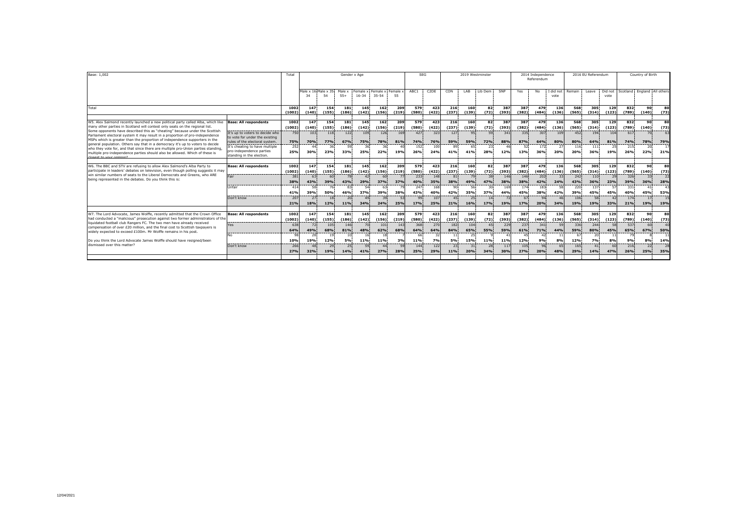| Base: 1,002 | | Total | Gender x Age | | | | | | SEG | | 2019 Westminster | | | | 2014 Independence Referendum | | | 2016 EU Referendum | | | Country of Birth | | |
|---|---|---|---|---|---|---|---|---|---|---|---|---|---|---|---|---|---|---|---|---|---|---|---|
| | | | Male x 16-34 | Male x 35-54 | Male x 55+ | Female x 16-34 | Female x 35-54 | Female x 55 | ABC1 | C2DE | CON | LAB | Lib Dem | SNP | Yes | No | I did not vote | Remain | Leave | Did not vote | Scotland | England | All others |
| Total | | 1002 (1002) | 147 (140) | 154 (155) | 181 (186) | 145 (142) | 162 (156) | 209 (219) | 579 (580) | 423 (422) | 216 (237) | 160 (139) | 82 (72) | 387 (393) | 387 (382) | 479 (484) | 136 (136) | 568 (565) | 305 (314) | 129 (123) | 832 (789) | 90 (140) | 80 (73) |
| W5. Alex Salmond recently launched a new political party called Alba, which like many other parties in Scotland will contest only seats on the regional list. Some opponents have described this as "cheating" because under the Scottish Parliament electoral system it may result in a proportion of pro-independence MSPs which is greater than the proportion of independence supporters in the general population. Others say that in a democracy it's up to voters to decide who they vote for, and that since there are multiple pro-Union parties standing, multiple pro-independence parties should also be allowed. Which of these is closest to your opinion? | **Base: All respondents** | 1002 (1002) | 147 (140) | 154 (155) | 181 (186) | 145 (142) | 162 (156) | 209 (219) | 579 (580) | 423 (422) | 216 (237) | 160 (139) | 82 (72) | 387 (393) | 387 (382) | 479 (484) | 136 (136) | 568 (565) | 305 (314) | 129 (123) | 832 (789) | 90 (140) | 80 (73) |
| | It's up to voters to decide who to vote for under the existing rules of the electoral system. | 750 75% | 103 70% | 118 77% | 122 67% | 109 75% | 126 78% | 169 81% | 427 74% | 323 76% | 127 59% | 95 59% | 59 72% | 341 88% | 335 87% | 307 64% | 109 80% | 452 80% | 194 64% | 104 81% | 617 74% | 70 78% | 63 79% |
| | It's cheating to have multiple pro-independence parties standing in the election. | 252 25% | 44 30% | 36 23% | 59 33% | 36 25% | 36 22% | 40 19% | 152 26% | 100 24% | 89 41% | 65 41% | 23 28% | 46 12% | 52 13% | 172 36% | 27 20% | 116 20% | 111 36% | 25 19% | 215 26% | 20 22% | 17 21% |
| W6. The BBC and STV are refusing to allow Alex Salmond's Alba Party to participate in leaders' debates on television, even though polling suggests it may win similar numbers of seats to the Liberal Democrats and Greens, who ARE being represented in the debates. Do you think this is: | **Base: All respondents** | 1002 (1002) | 147 (140) | 154 (155) | 181 (186) | 145 (142) | 162 (156) | 209 (219) | 579 (580) | 423 (422) | 216 (237) | 160 (139) | 82 (72) | 387 (393) | 387 (382) | 479 (484) | 136 (136) | 568 (565) | 305 (314) | 129 (123) | 832 (789) | 90 (140) | 80 (73) |
| | Fair | 381 38% | 63 43% | 60 39% | 78 43% | 42 29% | 60 37% | 77 37% | 233 40% | 148 35% | 81 38% | 79 49% | 38 47% | 146 38% | 146 38% | 202 42% | 33 24% | 242 43% | 110 36% | 29 23% | 326 39% | 33 36% | 22 28% |
| | Unfair | 414 41% | 58 39% | 76 50% | 83 46% | 54 37% | 63 39% | 79 38% | 247 43% | 168 40% | 90 42% | 56 35% | 30 37% | 169 44% | 174 45% | 183 38% | 58 42% | 220 39% | 137 45% | 57 45% | 331 40% | 41 45% | 43 53% |
| | Don't know | 207 21% | 27 18% | 18 12% | 20 11% | 49 34% | 39 24% | 53 25% | 99 17% | 107 25% | 45 21% | 25 16% | 14 17% | 72 19% | 67 17% | 94 20% | 46 34% | 106 19% | 58 19% | 42 33% | 174 21% | 17 19% | 15 19% |
| W7. The Lord Advocate, James Wolffe, recently admitted that the Crown Office had conducted a "malicious" prosecution against two former administrators of the liquidated football club Rangers FC. The two men have already received compensation of over £20 million, and the final cost to Scottish taxpayers is widely expected to exceed £100m. Mr Wolffe remains in his post. Do you think the Lord Advocate James Wolffe should have resigned/been dismissed over this matter? | **Base: All respondents** | 1002 (1002) | 147 (140) | 154 (155) | 181 (186) | 145 (142) | 162 (156) | 209 (219) | 579 (580) | 423 (422) | 216 (237) | 160 (139) | 82 (72) | 387 (393) | 387 (382) | 479 (484) | 136 (136) | 568 (565) | 305 (314) | 129 (123) | 832 (789) | 90 (140) | 80 (73) |
| | Yes | 638 64% | 72 49% | 105 68% | 146 81% | 70 48% | 101 62% | 143 68% | 368 64% | 270 64% | 182 84% | 104 65% | 45 55% | 229 59% | 237 61% | 341 71% | 59 44% | 336 59% | 244 80% | 58 45% | 537 65% | 60 67% | 40 50% |
| | No | 98 10% | 28 19% | 19 12% | 10 5% | 16 11% | 18 11% | 7 3% | 66 11% | 32 7% | 11 5% | 25 15% | 9 11% | 41 11% | 45 12% | 42 9% | 11 8% | 67 12% | 20 7% | 11 8% | 79 9% | 8 8% | 11 14% |
| | Don't know | 266 27% | 48 32% | 29 19% | 25 14% | 59 41% | 44 27% | 59 28% | 144 25% | 122 29% | 23 11% | 31 20% | 28 34% | 117 30% | 105 27% | 96 20% | 65 48% | 165 29% | 41 14% | 60 47% | 216 26% | 22 25% | 28 35% |

12/04/2021